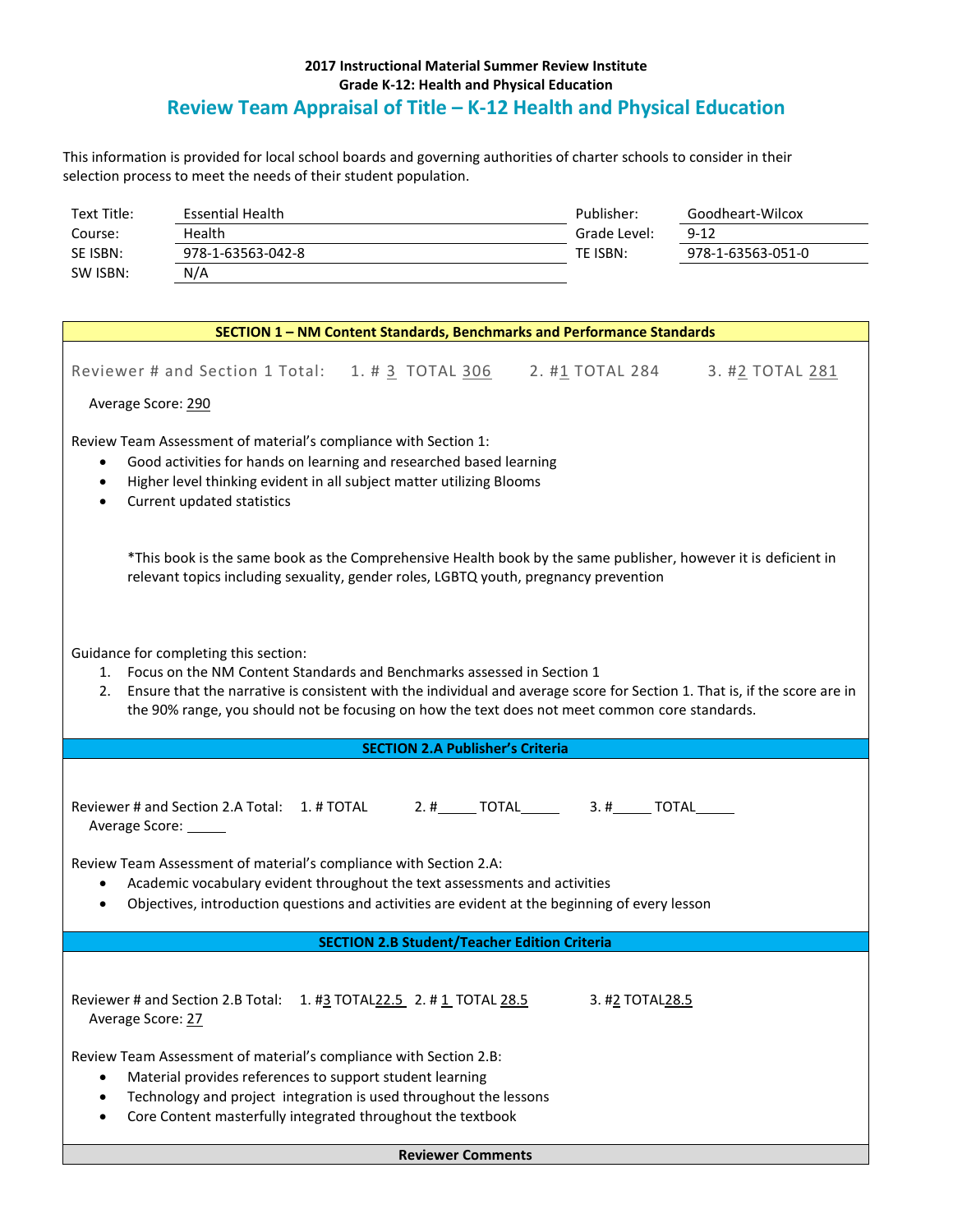**2017 Instructional Material Summer Review Institute**
**Grade K-12: Health and Physical Education**

# Review Team Appraisal of Title – K-12 Health and Physical Education

This information is provided for local school boards and governing authorities of charter schools to consider in their selection process to meet the needs of their student population.

| | | | |
|---|---|---|---|
| Text Title: | Essential Health | Publisher: | Goodheart-Wilcox |
| Course: | Health | Grade Level: | 9-12 |
| SE ISBN: | 978-1-63563-042-8 | TE ISBN: | 978-1-63563-051-0 |
| SW ISBN: | N/A | | |

## SECTION 1 – NM Content Standards, Benchmarks and Performance Standards

Reviewer # and Section 1 Total: 1. # 3 TOTAL 306 2. #1 TOTAL 284 3. #2 TOTAL 281

Average Score: 290

Review Team Assessment of material's compliance with Section 1:

- Good activities for hands on learning and researched based learning
- Higher level thinking evident in all subject matter utilizing Blooms
- Current updated statistics

*This book is the same book as the Comprehensive Health book by the same publisher, however it is deficient in relevant topics including sexuality, gender roles, LGBTQ youth, pregnancy prevention

Guidance for completing this section:

1. Focus on the NM Content Standards and Benchmarks assessed in Section 1
2. Ensure that the narrative is consistent with the individual and average score for Section 1. That is, if the score are in the 90% range, you should not be focusing on how the text does not meet common core standards.

## SECTION 2.A Publisher's Criteria

Reviewer # and Section 2.A Total: 1. # TOTAL 2. #\_\_\_\_\_ TOTAL\_\_\_\_\_ 3. #\_\_\_\_\_ TOTAL\_\_\_\_\_

Average Score: \_\_\_\_\_

Review Team Assessment of material's compliance with Section 2.A:

- Academic vocabulary evident throughout the text assessments and activities
- Objectives, introduction questions and activities are evident at the beginning of every lesson

## SECTION 2.B Student/Teacher Edition Criteria

Reviewer # and Section 2.B Total: 1. #3 TOTAL22.5 2. # 1 TOTAL 28.5 3. #2 TOTAL28.5

Average Score: 27

Review Team Assessment of material's compliance with Section 2.B:

- Material provides references to support student learning
- Technology and project integration is used throughout the lessons
- Core Content masterfully integrated throughout the textbook

## Reviewer Comments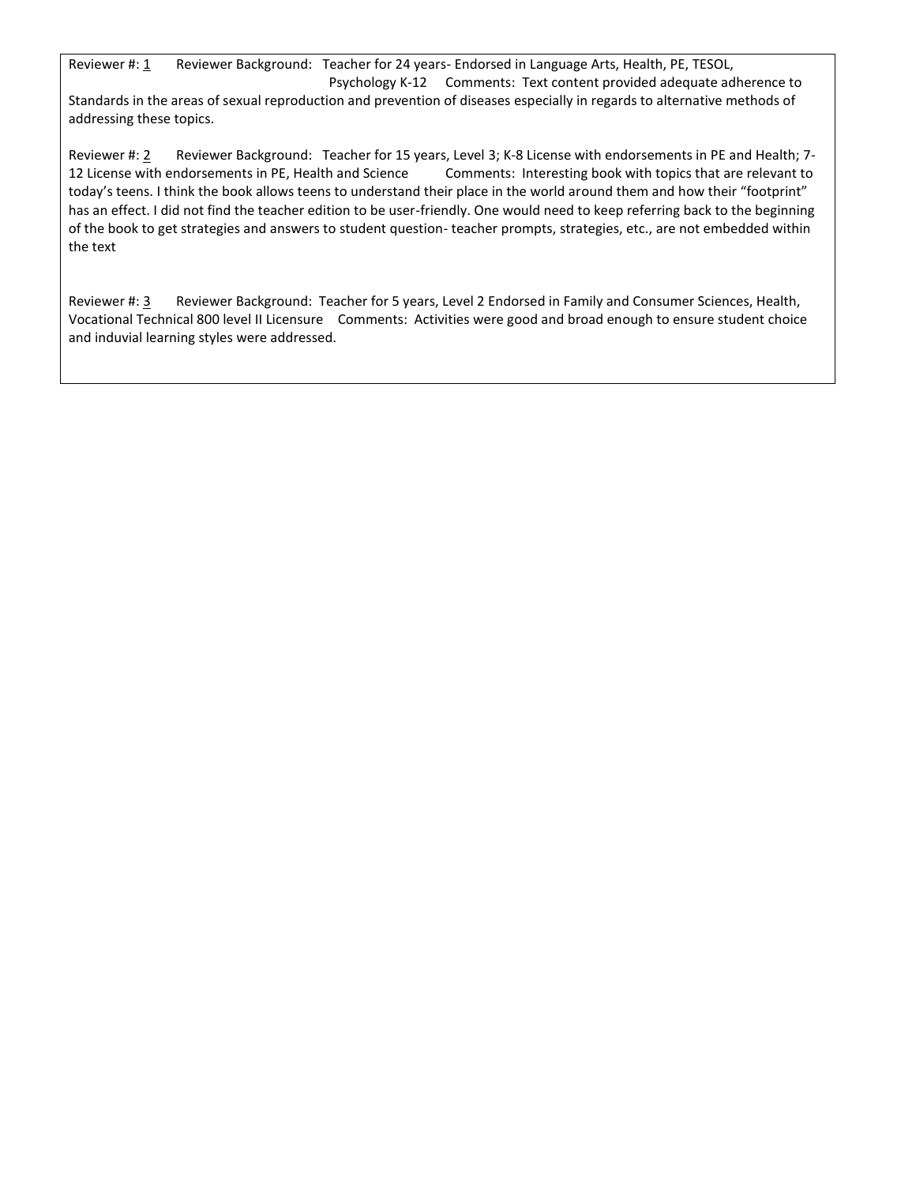Reviewer #: 1 Reviewer Background: Teacher for 24 years- Endorsed in Language Arts, Health, PE, TESOL, Psychology K-12 Comments: Text content provided adequate adherence to Standards in the areas of sexual reproduction and prevention of diseases especially in regards to alternative methods of addressing these topics.

Reviewer #: 2 Reviewer Background: Teacher for 15 years, Level 3; K-8 License with endorsements in PE and Health; 7-12 License with endorsements in PE, Health and Science Comments: Interesting book with topics that are relevant to today's teens. I think the book allows teens to understand their place in the world around them and how their "footprint" has an effect. I did not find the teacher edition to be user-friendly. One would need to keep referring back to the beginning of the book to get strategies and answers to student question- teacher prompts, strategies, etc., are not embedded within the text

Reviewer #: 3 Reviewer Background: Teacher for 5 years, Level 2 Endorsed in Family and Consumer Sciences, Health, Vocational Technical 800 level II Licensure Comments: Activities were good and broad enough to ensure student choice and induvial learning styles were addressed.